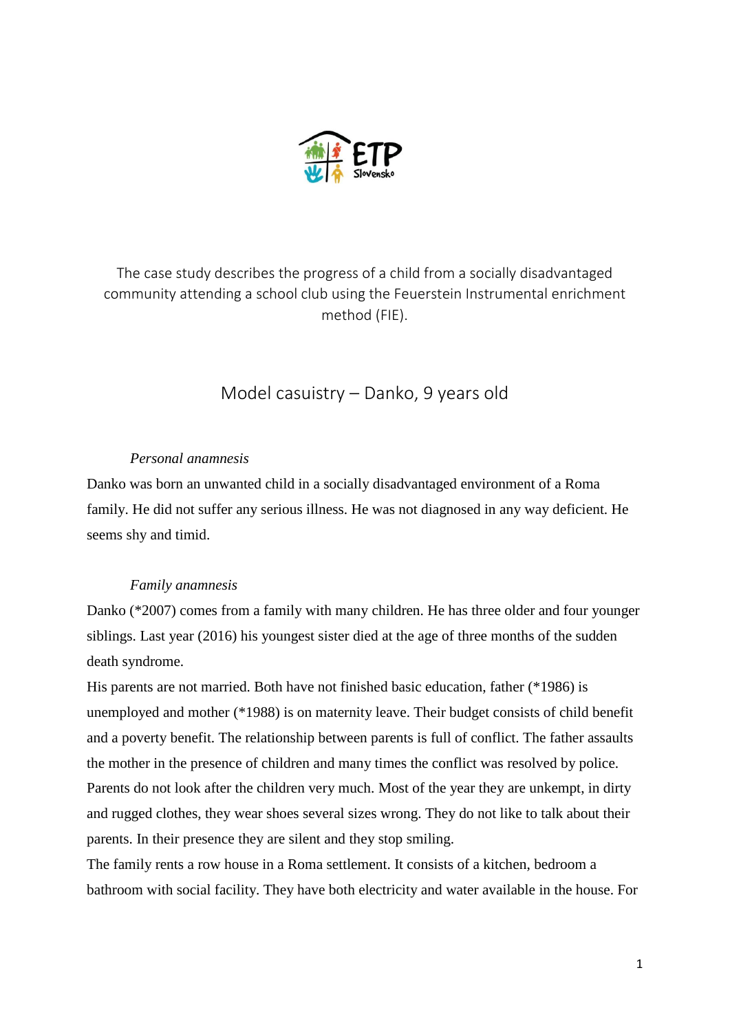The case study describes the progress of a child from a socially disadvantaged community attending a school club using the Feuerstein Instrumental enrichment method (FIE).

# Model casuistry – Danko, 9 years old

*Personal anamnesis*

Danko was born an unwanted child in a socially disadvantaged environment of a Roma family. He did not suffer any serious illness. He was not diagnosed in any way deficient. He seems shy and timid.

*Family anamnesis*

Danko (*2007) comes from a family with many children. He has three older and four younger siblings. Last year (2016) his youngest sister died at the age of three months of the sudden death syndrome.

His parents are not married. Both have not finished basic education, father (*1986) is unemployed and mother (*1988) is on maternity leave. Their budget consists of child benefit and a poverty benefit. The relationship between parents is full of conflict. The father assaults the mother in the presence of children and many times the conflict was resolved by police. Parents do not look after the children very much. Most of the year they are unkempt, in dirty and rugged clothes, they wear shoes several sizes wrong. They do not like to talk about their parents. In their presence they are silent and they stop smiling.

The family rents a row house in a Roma settlement. It consists of a kitchen, bedroom a bathroom with social facility. They have both electricity and water available in the house. For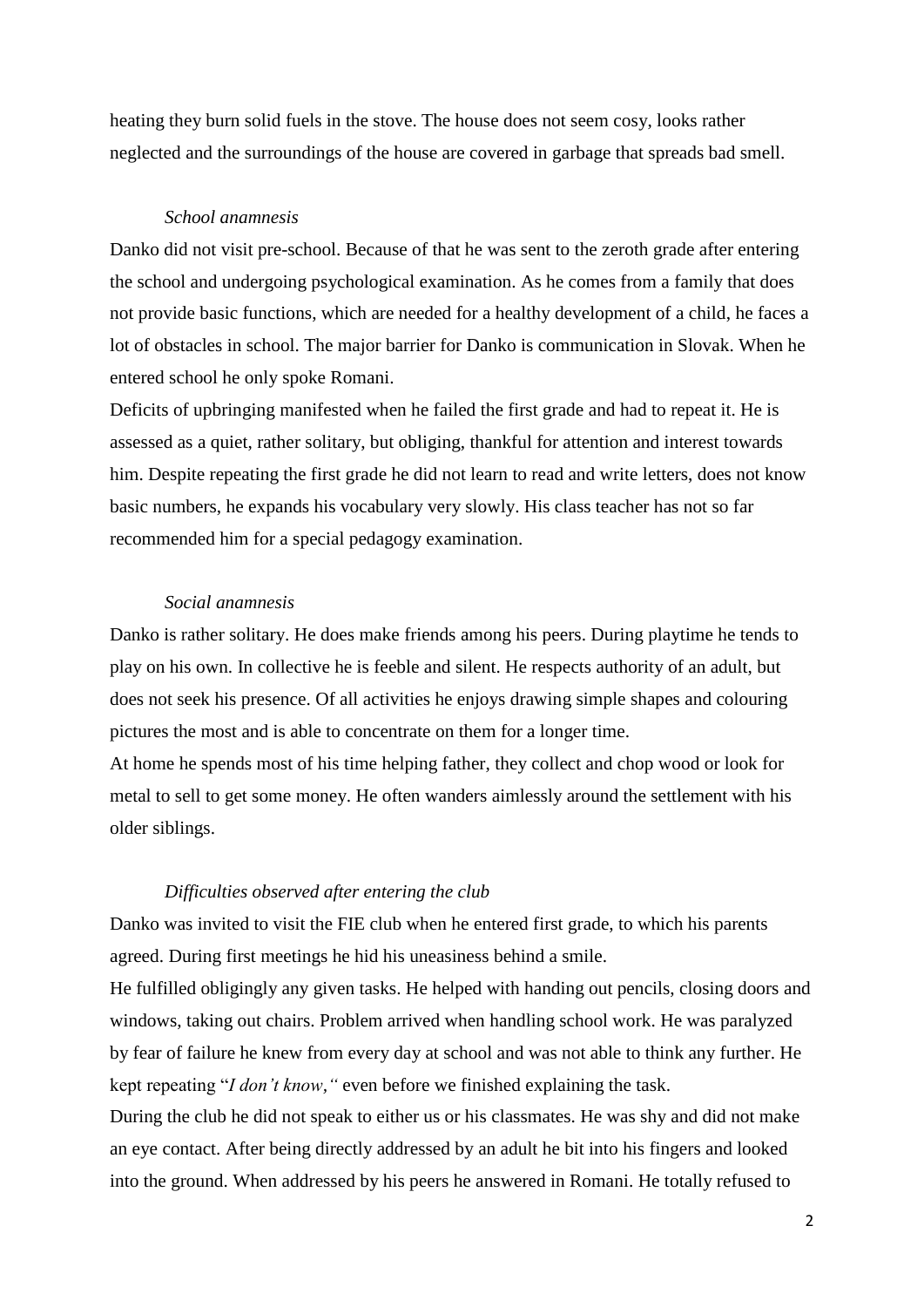heating they burn solid fuels in the stove. The house does not seem cosy, looks rather neglected and the surroundings of the house are covered in garbage that spreads bad smell.

*School anamnesis*

Danko did not visit pre-school. Because of that he was sent to the zeroth grade after entering the school and undergoing psychological examination. As he comes from a family that does not provide basic functions, which are needed for a healthy development of a child, he faces a lot of obstacles in school. The major barrier for Danko is communication in Slovak. When he entered school he only spoke Romani.

Deficits of upbringing manifested when he failed the first grade and had to repeat it. He is assessed as a quiet, rather solitary, but obliging, thankful for attention and interest towards him. Despite repeating the first grade he did not learn to read and write letters, does not know basic numbers, he expands his vocabulary very slowly. His class teacher has not so far recommended him for a special pedagogy examination.

*Social anamnesis*

Danko is rather solitary. He does make friends among his peers. During playtime he tends to play on his own. In collective he is feeble and silent. He respects authority of an adult, but does not seek his presence. Of all activities he enjoys drawing simple shapes and colouring pictures the most and is able to concentrate on them for a longer time.

At home he spends most of his time helping father, they collect and chop wood or look for metal to sell to get some money. He often wanders aimlessly around the settlement with his older siblings.

*Difficulties observed after entering the club*

Danko was invited to visit the FIE club when he entered first grade, to which his parents agreed. During first meetings he hid his uneasiness behind a smile.

He fulfilled obligingly any given tasks. He helped with handing out pencils, closing doors and windows, taking out chairs. Problem arrived when handling school work. He was paralyzed by fear of failure he knew from every day at school and was not able to think any further. He kept repeating "*I don't know,"* even before we finished explaining the task.

During the club he did not speak to either us or his classmates. He was shy and did not make an eye contact. After being directly addressed by an adult he bit into his fingers and looked into the ground. When addressed by his peers he answered in Romani. He totally refused to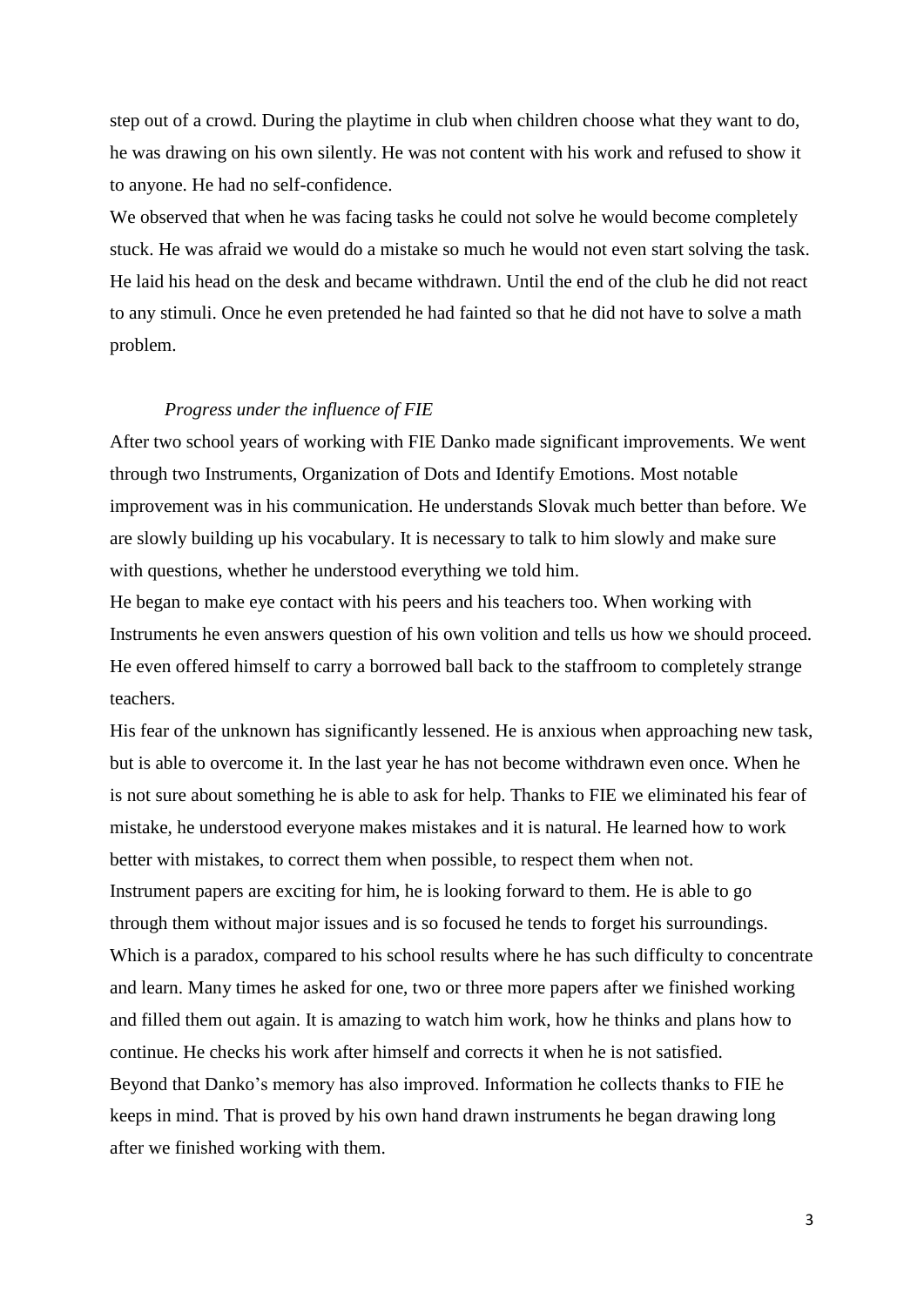step out of a crowd. During the playtime in club when children choose what they want to do, he was drawing on his own silently. He was not content with his work and refused to show it to anyone. He had no self-confidence.

We observed that when he was facing tasks he could not solve he would become completely stuck. He was afraid we would do a mistake so much he would not even start solving the task. He laid his head on the desk and became withdrawn. Until the end of the club he did not react to any stimuli. Once he even pretended he had fainted so that he did not have to solve a math problem.

*Progress under the influence of FIE*

After two school years of working with FIE Danko made significant improvements. We went through two Instruments, Organization of Dots and Identify Emotions. Most notable improvement was in his communication. He understands Slovak much better than before. We are slowly building up his vocabulary. It is necessary to talk to him slowly and make sure with questions, whether he understood everything we told him.

He began to make eye contact with his peers and his teachers too. When working with Instruments he even answers question of his own volition and tells us how we should proceed. He even offered himself to carry a borrowed ball back to the staffroom to completely strange teachers.

His fear of the unknown has significantly lessened. He is anxious when approaching new task, but is able to overcome it. In the last year he has not become withdrawn even once. When he is not sure about something he is able to ask for help. Thanks to FIE we eliminated his fear of mistake, he understood everyone makes mistakes and it is natural. He learned how to work better with mistakes, to correct them when possible, to respect them when not.

Instrument papers are exciting for him, he is looking forward to them. He is able to go through them without major issues and is so focused he tends to forget his surroundings. Which is a paradox, compared to his school results where he has such difficulty to concentrate and learn. Many times he asked for one, two or three more papers after we finished working and filled them out again. It is amazing to watch him work, how he thinks and plans how to continue. He checks his work after himself and corrects it when he is not satisfied.

Beyond that Danko's memory has also improved. Information he collects thanks to FIE he keeps in mind. That is proved by his own hand drawn instruments he began drawing long after we finished working with them.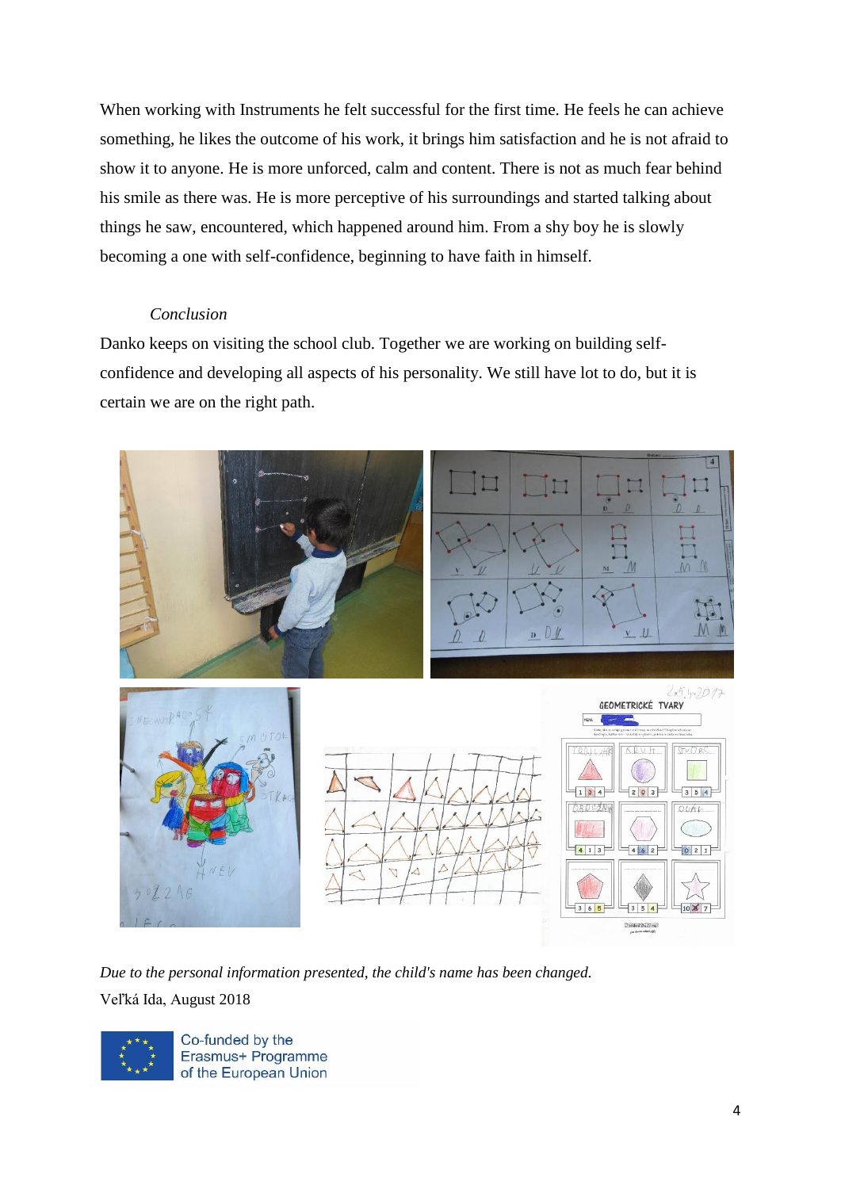When working with Instruments he felt successful for the first time. He feels he can achieve something, he likes the outcome of his work, it brings him satisfaction and he is not afraid to show it to anyone. He is more unforced, calm and content. There is not as much fear behind his smile as there was. He is more perceptive of his surroundings and started talking about things he saw, encountered, which happened around him. From a shy boy he is slowly becoming a one with self-confidence, beginning to have faith in himself.

*Conclusion*

Danko keeps on visiting the school club. Together we are working on building self-confidence and developing all aspects of his personality. We still have lot to do, but it is certain we are on the right path.

*Due to the personal information presented, the child's name has been changed.*

Veľká Ida, August 2018

Co-funded by the Erasmus+ Programme of the European Union